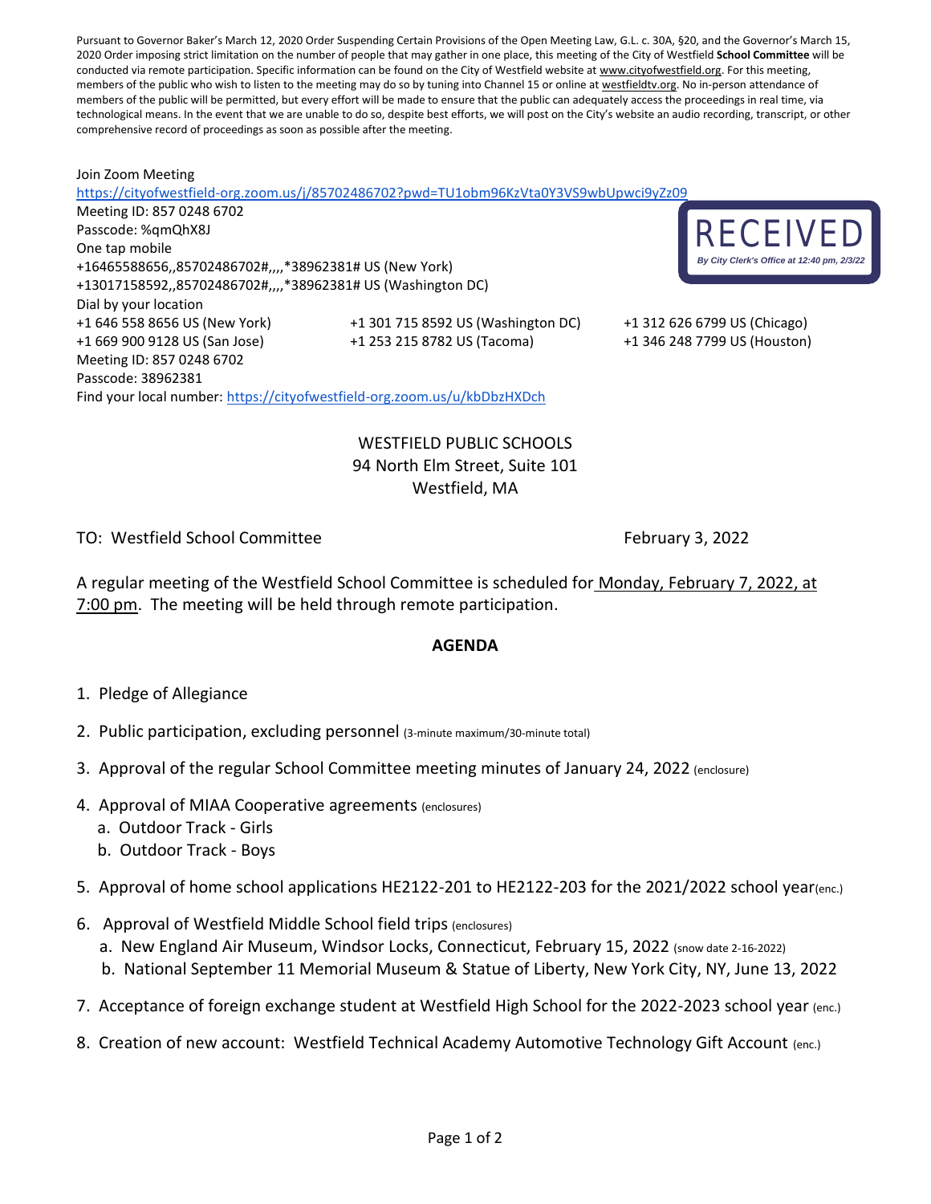Pursuant to Governor Baker's March 12, 2020 Order Suspending Certain Provisions of the Open Meeting Law, G.L. c. 30A, §20, and the Governor's March 15, 2020 Order imposing strict limitation on the number of people that may gather in one place, this meeting of the City of Westfield **School Committee** will be conducted via remote participation. Specific information can be found on the City of Westfield website at www.cityofwestfield.org. For this meeting, members of the public who wish to listen to the meeting may do so by tuning into Channel 15 or online at westfieldtv.org. No in-person attendance of members of the public will be permitted, but every effort will be made to ensure that the public can adequately access the proceedings in real time, via technological means. In the event that we are unable to do so, despite best efforts, we will post on the City's website an audio recording, transcript, or other comprehensive record of proceedings as soon as possible after the meeting.

RECEIVED
*By City Clerk's Office at 12:40 pm, 2/3/22*

Join Zoom Meeting
https://cityofwestfield-org.zoom.us/j/85702486702?pwd=TU1obm96KzVta0Y3VS9wbUpwci9yZz09
Meeting ID: 857 0248 6702
Passcode: %qmQhX8J
One tap mobile
+16465588656,,85702486702#,,,,*38962381# US (New York)
+13017158592,,85702486702#,,,,*38962381# US (Washington DC)
Dial by your location
+1 646 558 8656 US (New York)
+1 301 715 8592 US (Washington DC)
+1 312 626 6799 US (Chicago)
+1 669 900 9128 US (San Jose)
+1 253 215 8782 US (Tacoma)
+1 346 248 7799 US (Houston)
Meeting ID: 857 0248 6702
Passcode: 38962381
Find your local number: https://cityofwestfield-org.zoom.us/u/kbDbzHXDch

WESTFIELD PUBLIC SCHOOLS
94 North Elm Street, Suite 101
Westfield, MA

TO: Westfield School Committee February 3, 2022

A regular meeting of the Westfield School Committee is scheduled for Monday, February 7, 2022, at 7:00 pm. The meeting will be held through remote participation.

**AGENDA**

1. Pledge of Allegiance
2. Public participation, excluding personnel (3-minute maximum/30-minute total)
3. Approval of the regular School Committee meeting minutes of January 24, 2022 (enclosure)
4. Approval of MIAA Cooperative agreements (enclosures)
   a. Outdoor Track - Girls
   b. Outdoor Track - Boys
5. Approval of home school applications HE2122-201 to HE2122-203 for the 2021/2022 school year (enc.)
6. Approval of Westfield Middle School field trips (enclosures)
   a. New England Air Museum, Windsor Locks, Connecticut, February 15, 2022 (snow date 2-16-2022)
   b. National September 11 Memorial Museum & Statue of Liberty, New York City, NY, June 13, 2022
7. Acceptance of foreign exchange student at Westfield High School for the 2022-2023 school year (enc.)
8. Creation of new account: Westfield Technical Academy Automotive Technology Gift Account (enc.)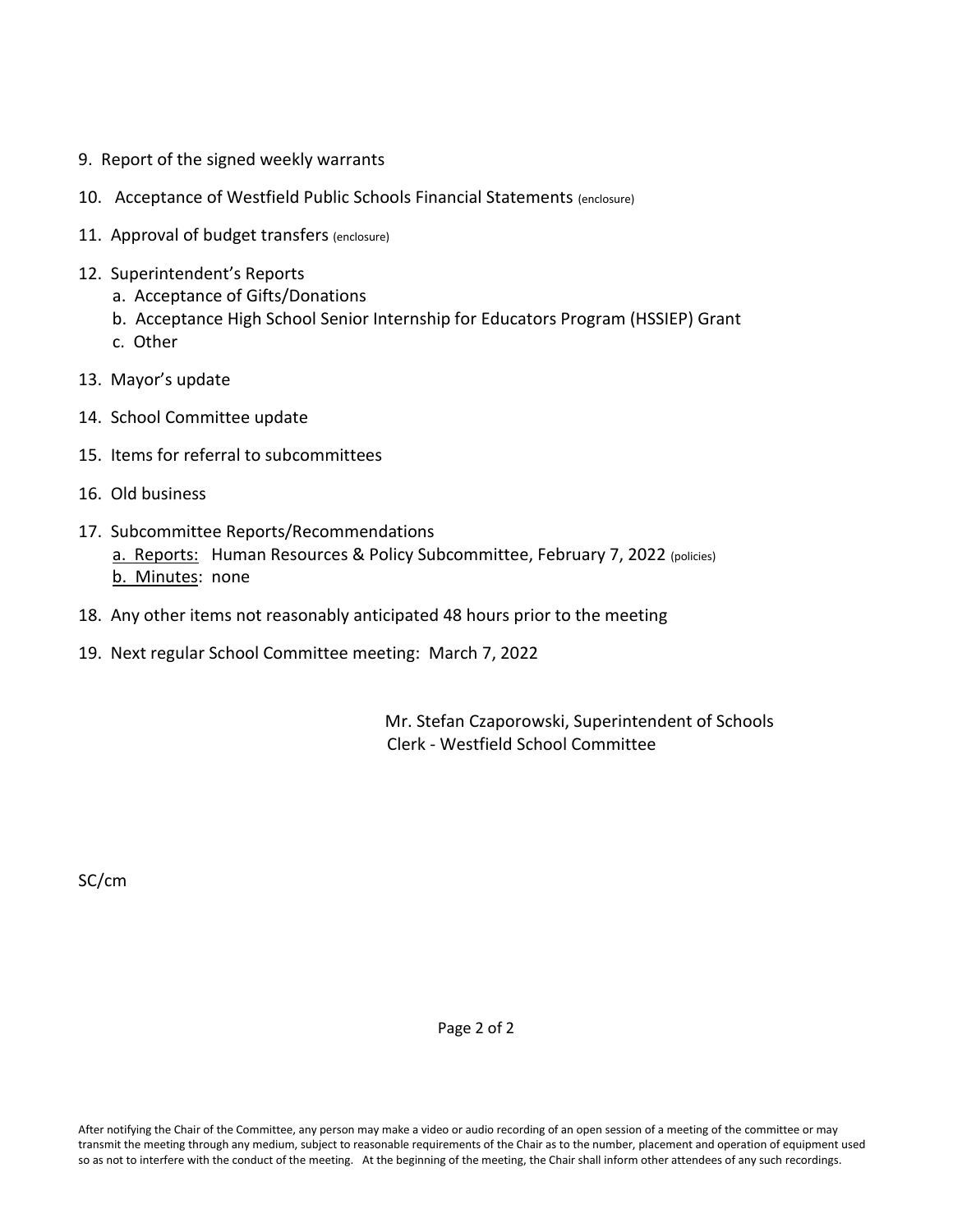9. Report of the signed weekly warrants

10. Acceptance of Westfield Public Schools Financial Statements (enclosure)

11. Approval of budget transfers (enclosure)

12. Superintendent's Reports
    a. Acceptance of Gifts/Donations
    b. Acceptance High School Senior Internship for Educators Program (HSSIEP) Grant
    c. Other

13. Mayor's update

14. School Committee update

15. Items for referral to subcommittees

16. Old business

17. Subcommittee Reports/Recommendations
    a. Reports: Human Resources & Policy Subcommittee, February 7, 2022 (policies)
    b. Minutes: none

18. Any other items not reasonably anticipated 48 hours prior to the meeting

19. Next regular School Committee meeting: March 7, 2022

Mr. Stefan Czaporowski, Superintendent of Schools
Clerk - Westfield School Committee

SC/cm

After notifying the Chair of the Committee, any person may make a video or audio recording of an open session of a meeting of the committee or may transmit the meeting through any medium, subject to reasonable requirements of the Chair as to the number, placement and operation of equipment used so as not to interfere with the conduct of the meeting. At the beginning of the meeting, the Chair shall inform other attendees of any such recordings.